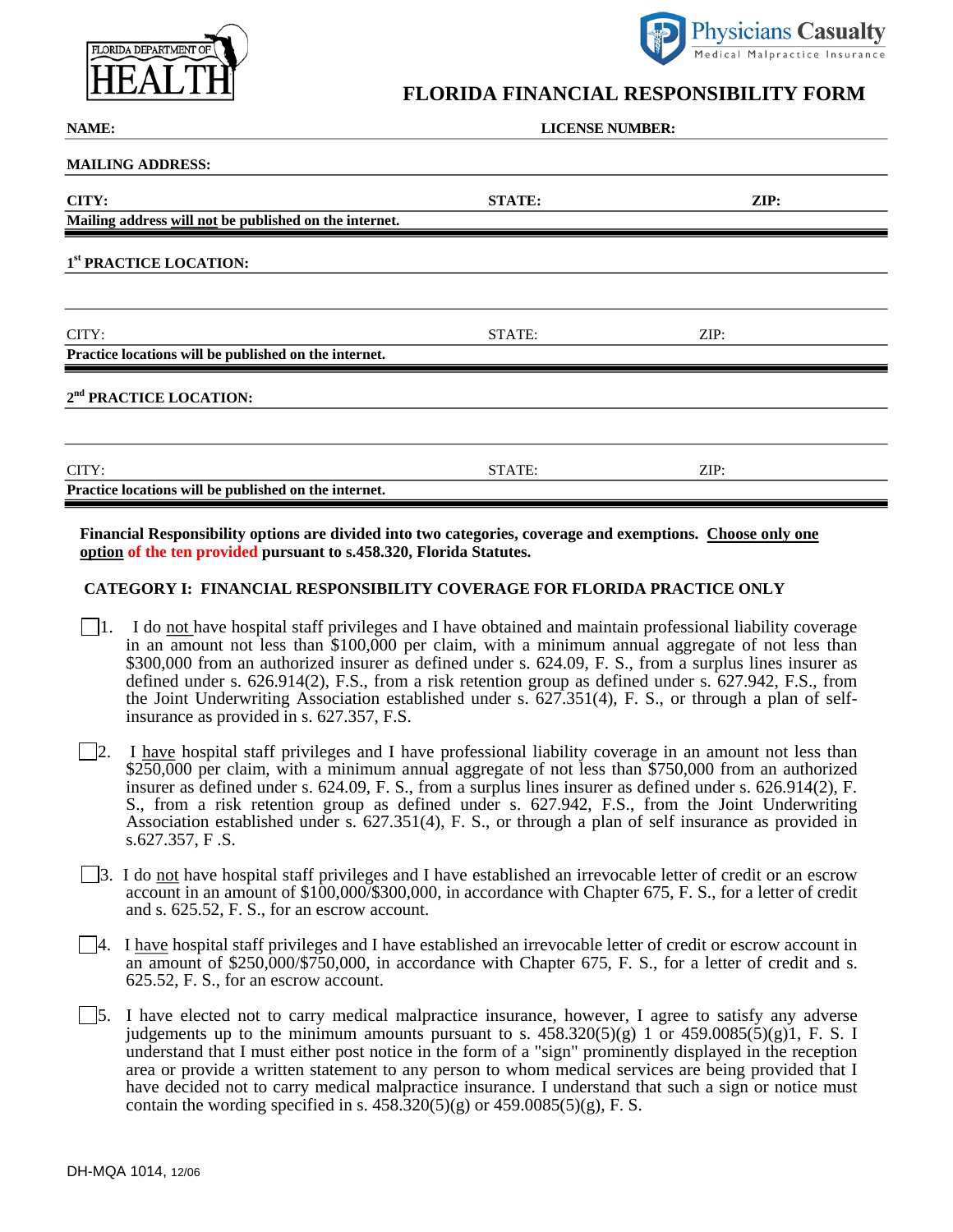FLORIDA DEPARTMENT OF HEALTH

Physicians Casualty
Medical Malpractice Insurance

# FLORIDA FINANCIAL RESPONSIBILITY FORM

**NAME:** **LICENSE NUMBER:**

**MAILING ADDRESS:**

**CITY:** **STATE:** **ZIP:**

**Mailing address will not be published on the internet.**

**1st PRACTICE LOCATION:**

CITY: STATE: ZIP:

**Practice locations will be published on the internet.**

**2nd PRACTICE LOCATION:**

CITY: STATE: ZIP:

**Practice locations will be published on the internet.**

**Financial Responsibility options are divided into two categories, coverage and exemptions. Choose only one option of the ten provided pursuant to s.458.320, Florida Statutes.**

**CATEGORY I: FINANCIAL RESPONSIBILITY COVERAGE FOR FLORIDA PRACTICE ONLY**

☐ 1. I do not have hospital staff privileges and I have obtained and maintain professional liability coverage in an amount not less than $100,000 per claim, with a minimum annual aggregate of not less than $300,000 from an authorized insurer as defined under s. 624.09, F. S., from a surplus lines insurer as defined under s. 626.914(2), F.S., from a risk retention group as defined under s. 627.942, F.S., from the Joint Underwriting Association established under s. 627.351(4), F. S., or through a plan of self-insurance as provided in s. 627.357, F.S.

☐ 2. I have hospital staff privileges and I have professional liability coverage in an amount not less than $250,000 per claim, with a minimum annual aggregate of not less than $750,000 from an authorized insurer as defined under s. 624.09, F. S., from a surplus lines insurer as defined under s. 626.914(2), F. S., from a risk retention group as defined under s. 627.942, F.S., from the Joint Underwriting Association established under s. 627.351(4), F. S., or through a plan of self insurance as provided in s.627.357, F .S.

☐ 3. I do not have hospital staff privileges and I have established an irrevocable letter of credit or an escrow account in an amount of $100,000/$300,000, in accordance with Chapter 675, F. S., for a letter of credit and s. 625.52, F. S., for an escrow account.

☐ 4. I have hospital staff privileges and I have established an irrevocable letter of credit or escrow account in an amount of $250,000/$750,000, in accordance with Chapter 675, F. S., for a letter of credit and s. 625.52, F. S., for an escrow account.

☐ 5. I have elected not to carry medical malpractice insurance, however, I agree to satisfy any adverse judgements up to the minimum amounts pursuant to s. 458.320(5)(g) 1 or 459.0085(5)(g)1, F. S. I understand that I must either post notice in the form of a "sign" prominently displayed in the reception area or provide a written statement to any person to whom medical services are being provided that I have decided not to carry medical malpractice insurance. I understand that such a sign or notice must contain the wording specified in s. 458.320(5)(g) or 459.0085(5)(g), F. S.

DH-MQA 1014, 12/06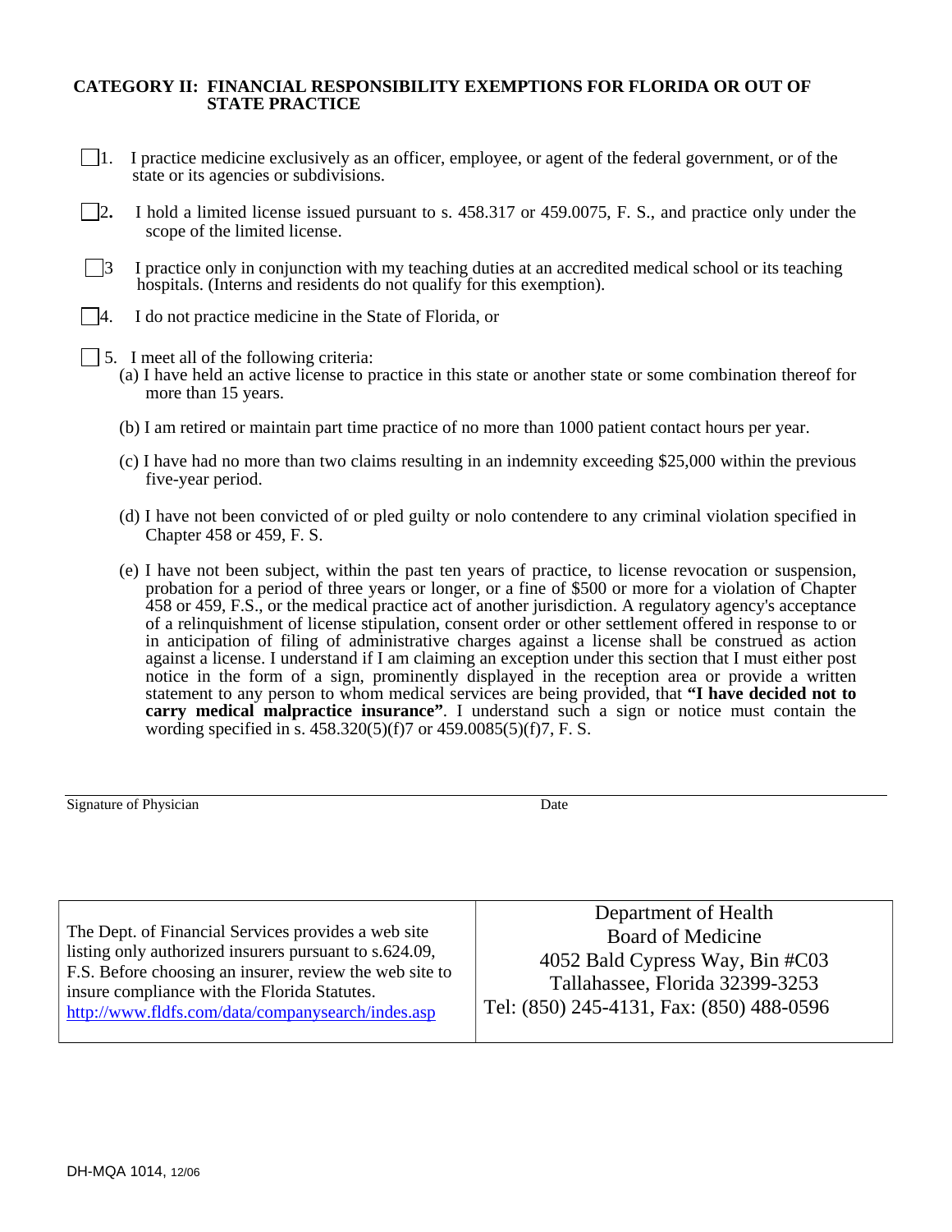## CATEGORY II: FINANCIAL RESPONSIBILITY EXEMPTIONS FOR FLORIDA OR OUT OF STATE PRACTICE

☐ 1. I practice medicine exclusively as an officer, employee, or agent of the federal government, or of the state or its agencies or subdivisions.

☐ **2.** I hold a limited license issued pursuant to s. 458.317 or 459.0075, F. S., and practice only under the scope of the limited license.

☐ 3 I practice only in conjunction with my teaching duties at an accredited medical school or its teaching hospitals. (Interns and residents do not qualify for this exemption).

☐ 4. I do not practice medicine in the State of Florida, or

☐ 5. I meet all of the following criteria:

(a) I have held an active license to practice in this state or another state or some combination thereof for more than 15 years.

(b) I am retired or maintain part time practice of no more than 1000 patient contact hours per year.

(c) I have had no more than two claims resulting in an indemnity exceeding $25,000 within the previous five-year period.

(d) I have not been convicted of or pled guilty or nolo contendere to any criminal violation specified in Chapter 458 or 459, F. S.

(e) I have not been subject, within the past ten years of practice, to license revocation or suspension, probation for a period of three years or longer, or a fine of $500 or more for a violation of Chapter 458 or 459, F.S., or the medical practice act of another jurisdiction. A regulatory agency's acceptance of a relinquishment of license stipulation, consent order or other settlement offered in response to or in anticipation of filing of administrative charges against a license shall be construed as action against a license. I understand if I am claiming an exception under this section that I must either post notice in the form of a sign, prominently displayed in the reception area or provide a written statement to any person to whom medical services are being provided, that **"I have decided not to carry medical malpractice insurance"**. I understand such a sign or notice must contain the wording specified in s. 458.320(5)(f)7 or 459.0085(5)(f)7, F. S.

Signature of Physician ______________________ Date ______________________

| | |
|---|---|
| The Dept. of Financial Services provides a web site listing only authorized insurers pursuant to s.624.09, F.S. Before choosing an insurer, review the web site to insure compliance with the Florida Statutes. http://www.fldfs.com/data/companysearch/indes.asp | Department of Health<br>Board of Medicine<br>4052 Bald Cypress Way, Bin #C03<br>Tallahassee, Florida 32399-3253<br>Tel: (850) 245-4131, Fax: (850) 488-0596 |

DH-MQA 1014, 12/06